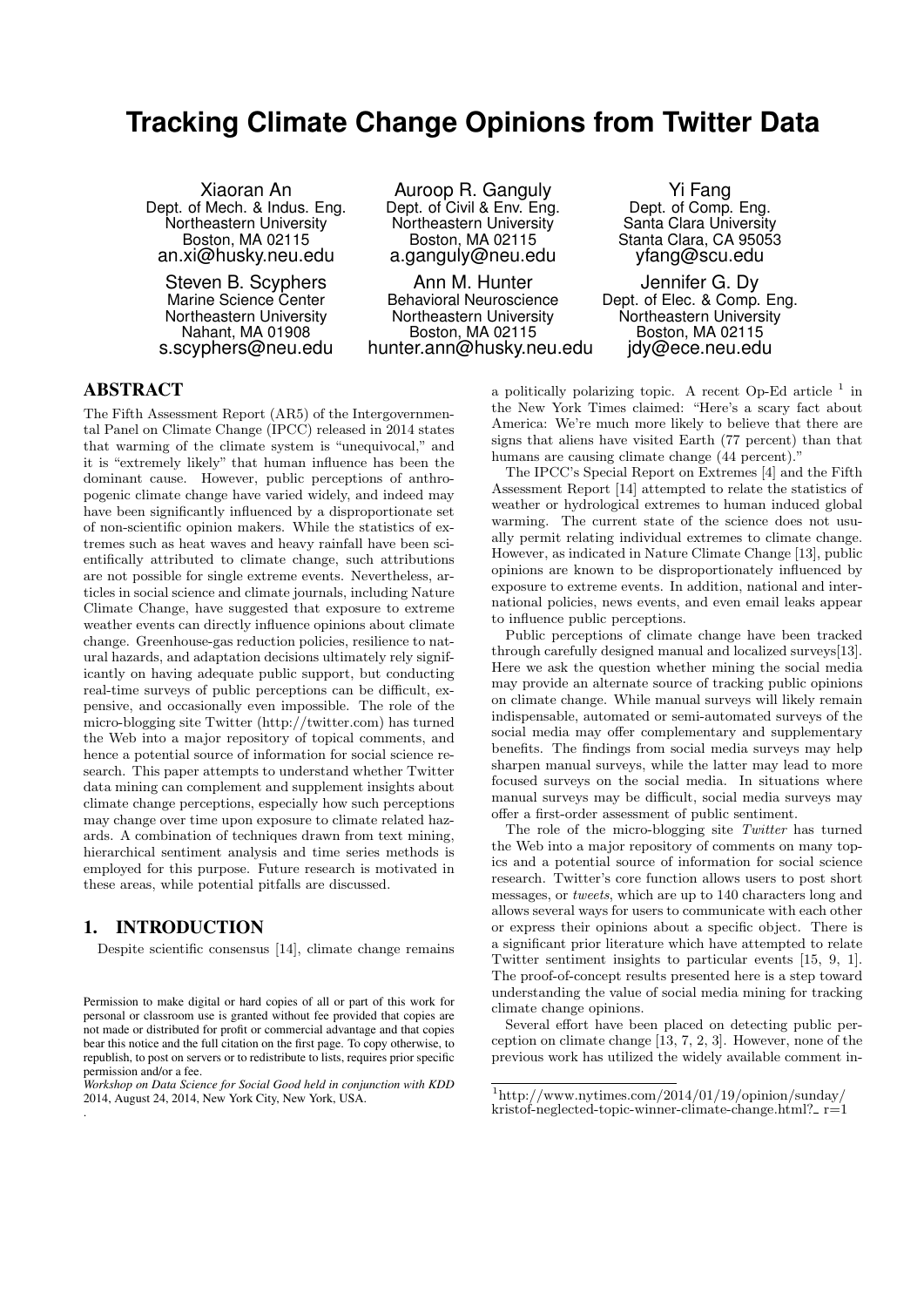# Tracking Climate Change Opinions from Twitter Data

Xiaoran An
Dept. of Mech. & Indus. Eng.
Northeastern University
Boston, MA 02115
an.xi@husky.neu.edu

Auroop R. Ganguly
Dept. of Civil & Env. Eng.
Northeastern University
Boston, MA 02115
a.ganguly@neu.edu

Yi Fang
Dept. of Comp. Eng.
Santa Clara University
Stanta Clara, CA 95053
yfang@scu.edu

Steven B. Scyphers
Marine Science Center
Northeastern University
Nahant, MA 01908
s.scyphers@neu.edu

Ann M. Hunter
Behavioral Neuroscience
Northeastern University
Boston, MA 02115
hunter.ann@husky.neu.edu

Jennifer G. Dy
Dept. of Elec. & Comp. Eng.
Northeastern University
Boston, MA 02115
jdy@ece.neu.edu

## ABSTRACT

The Fifth Assessment Report (AR5) of the Intergovernmental Panel on Climate Change (IPCC) released in 2014 states that warming of the climate system is "unequivocal," and it is "extremely likely" that human influence has been the dominant cause. However, public perceptions of anthropogenic climate change have varied widely, and indeed may have been significantly influenced by a disproportionate set of non-scientific opinion makers. While the statistics of extremes such as heat waves and heavy rainfall have been scientifically attributed to climate change, such attributions are not possible for single extreme events. Nevertheless, articles in social science and climate journals, including Nature Climate Change, have suggested that exposure to extreme weather events can directly influence opinions about climate change. Greenhouse-gas reduction policies, resilience to natural hazards, and adaptation decisions ultimately rely significantly on having adequate public support, but conducting real-time surveys of public perceptions can be difficult, expensive, and occasionally even impossible. The role of the micro-blogging site Twitter (http://twitter.com) has turned the Web into a major repository of topical comments, and hence a potential source of information for social science research. This paper attempts to understand whether Twitter data mining can complement and supplement insights about climate change perceptions, especially how such perceptions may change over time upon exposure to climate related hazards. A combination of techniques drawn from text mining, hierarchical sentiment analysis and time series methods is employed for this purpose. Future research is motivated in these areas, while potential pitfalls are discussed.

## 1. INTRODUCTION

Despite scientific consensus [14], climate change remains a politically polarizing topic. A recent Op-Ed article [1] in the New York Times claimed: "Here's a scary fact about America: We're much more likely to believe that there are signs that aliens have visited Earth (77 percent) than that humans are causing climate change (44 percent)."

The IPCC's Special Report on Extremes [4] and the Fifth Assessment Report [14] attempted to relate the statistics of weather or hydrological extremes to human induced global warming. The current state of the science does not usually permit relating individual extremes to climate change. However, as indicated in Nature Climate Change [13], public opinions are known to be disproportionately influenced by exposure to extreme events. In addition, national and international policies, news events, and even email leaks appear to influence public perceptions.

Public perceptions of climate change have been tracked through carefully designed manual and localized surveys[13]. Here we ask the question whether mining the social media may provide an alternate source of tracking public opinions on climate change. While manual surveys will likely remain indispensable, automated or semi-automated surveys of the social media may offer complementary and supplementary benefits. The findings from social media surveys may help sharpen manual surveys, while the latter may lead to more focused surveys on the social media. In situations where manual surveys may be difficult, social media surveys may offer a first-order assessment of public sentiment.

The role of the micro-blogging site *Twitter* has turned the Web into a major repository of comments on many topics and a potential source of information for social science research. Twitter's core function allows users to post short messages, or *tweets*, which are up to 140 characters long and allows several ways for users to communicate with each other or express their opinions about a specific object. There is a significant prior literature which have attempted to relate Twitter sentiment insights to particular events [15, 9, 1]. The proof-of-concept results presented here is a step toward understanding the value of social media mining for tracking climate change opinions.

Several effort have been placed on detecting public perception on climate change [13, 7, 2, 3]. However, none of the previous work has utilized the widely available comment in-

[1] http://www.nytimes.com/2014/01/19/opinion/sunday/kristof-neglected-topic-winner-climate-change.html?_r=1

Permission to make digital or hard copies of all or part of this work for personal or classroom use is granted without fee provided that copies are not made or distributed for profit or commercial advantage and that copies bear this notice and the full citation on the first page. To copy otherwise, to republish, to post on servers or to redistribute to lists, requires prior specific permission and/or a fee.
*Workshop on Data Science for Social Good held in conjunction with KDD* 2014, August 24, 2014, New York City, New York, USA.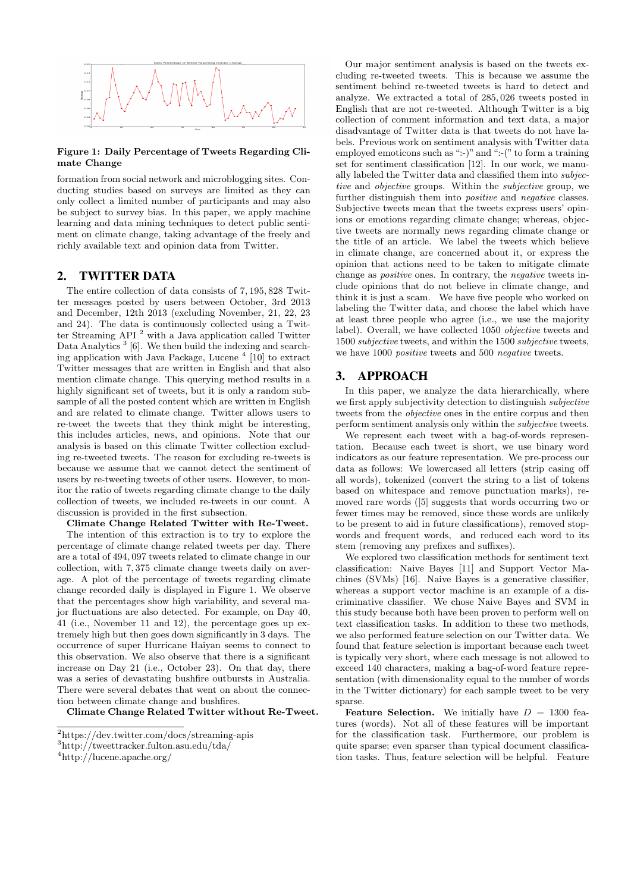**Figure 1: Daily Percentage of Tweets Regarding Climate Change**

formation from social network and microblogging sites. Conducting studies based on surveys are limited as they can only collect a limited number of participants and may also be subject to survey bias. In this paper, we apply machine learning and data mining techniques to detect public sentiment on climate change, taking advantage of the freely and richly available text and opinion data from Twitter.

## 2. TWITTER DATA

The entire collection of data consists of 7,195,828 Twitter messages posted by users between October, 3rd 2013 and December, 12th 2013 (excluding November, 21, 22, 23 and 24). The data is continuously collected using a Twitter Streaming API [2] with a Java application called Twitter Data Analytics [3] [6]. We then build the indexing and searching application with Java Package, Lucene [4] [10] to extract Twitter messages that are written in English and that also mention climate change. This querying method results in a highly significant set of tweets, but it is only a random subsample of all the posted content which are written in English and are related to climate change. Twitter allows users to re-tweet the tweets that they think might be interesting, this includes articles, news, and opinions. Note that our analysis is based on this climate Twitter collection excluding re-tweeted tweets. The reason for excluding re-tweets is because we assume that we cannot detect the sentiment of users by re-tweeting tweets of other users. However, to monitor the ratio of tweets regarding climate change to the daily collection of tweets, we included re-tweets in our count. A discussion is provided in the first subsection.

**Climate Change Related Twitter with Re-Tweet.** The intention of this extraction is to try to explore the percentage of climate change related tweets per day. There are a total of 494,097 tweets related to climate change in our collection, with 7,375 climate change tweets daily on average. A plot of the percentage of tweets regarding climate change recorded daily is displayed in Figure 1. We observe that the percentages show high variability, and several major fluctuations are also detected. For example, on Day 40, 41 (i.e., November 11 and 12), the percentage goes up extremely high but then goes down significantly in 3 days. The occurrence of super Hurricane Haiyan seems to connect to this observation. We also observe that there is a significant increase on Day 21 (i.e., October 23). On that day, there was a series of devastating bushfire outbursts in Australia. There were several debates that went on about the connection between climate change and bushfires.

**Climate Change Related Twitter without Re-Tweet.** Our major sentiment analysis is based on the tweets excluding re-tweeted tweets. This is because we assume the sentiment behind re-tweeted tweets is hard to detect and analyze. We extracted a total of 285,026 tweets posted in English that are not re-tweeted. Although Twitter is a big collection of comment information and text data, a major disadvantage of Twitter data is that tweets do not have labels. Previous work on sentiment analysis with Twitter data employed emoticons such as ":-)" and ":-(" to form a training set for sentiment classification [12]. In our work, we manually labeled the Twitter data and classified them into *subjective* and *objective* groups. Within the *subjective* group, we further distinguish them into *positive* and *negative* classes. Subjective tweets mean that the tweets express users' opinions or emotions regarding climate change; whereas, objective tweets are normally news regarding climate change or the title of an article. We label the tweets which believe in climate change, are concerned about it, or express the opinion that actions need to be taken to mitigate climate change as *positive* ones. In contrary, the *negative* tweets include opinions that do not believe in climate change, and think it is just a scam. We have five people who worked on labeling the Twitter data, and choose the label which have at least three people who agree (i.e., we use the majority label). Overall, we have collected 1050 *objective* tweets and 1500 *subjective* tweets, and within the 1500 *subjective* tweets, we have 1000 *positive* tweets and 500 *negative* tweets.

## 3. APPROACH

In this paper, we analyze the data hierarchically, where we first apply subjectivity detection to distinguish *subjective* tweets from the *objective* ones in the entire corpus and then perform sentiment analysis only within the *subjective* tweets.

We represent each tweet with a bag-of-words representation. Because each tweet is short, we use binary word indicators as our feature representation. We pre-process our data as follows: We lowercased all letters (strip casing off all words), tokenized (convert the string to a list of tokens based on whitespace and remove punctuation marks), removed rare words ([5] suggests that words occurring two or fewer times may be removed, since these words are unlikely to be present to aid in future classifications), removed stopwords and frequent words, and reduced each word to its stem (removing any prefixes and suffixes).

We explored two classification methods for sentiment text classification: Naive Bayes [11] and Support Vector Machines (SVMs) [16]. Naive Bayes is a generative classifier, whereas a support vector machine is an example of a discriminative classifier. We chose Naive Bayes and SVM in this study because both have been proven to perform well on text classification tasks. In addition to these two methods, we also performed feature selection on our Twitter data. We found that feature selection is important because each tweet is typically very short, where each message is not allowed to exceed 140 characters, making a bag-of-word feature representation (with dimensionality equal to the number of words in the Twitter dictionary) for each sample tweet to be very sparse.

**Feature Selection.** We initially have $D = 1300$ features (words). Not all of these features will be important for the classification task. Furthermore, our problem is quite sparse; even sparser than typical document classification tasks. Thus, feature selection will be helpful. Feature

[2] https://dev.twitter.com/docs/streaming-apis
[3] http://tweettracker.fulton.asu.edu/tda/
[4] http://lucene.apache.org/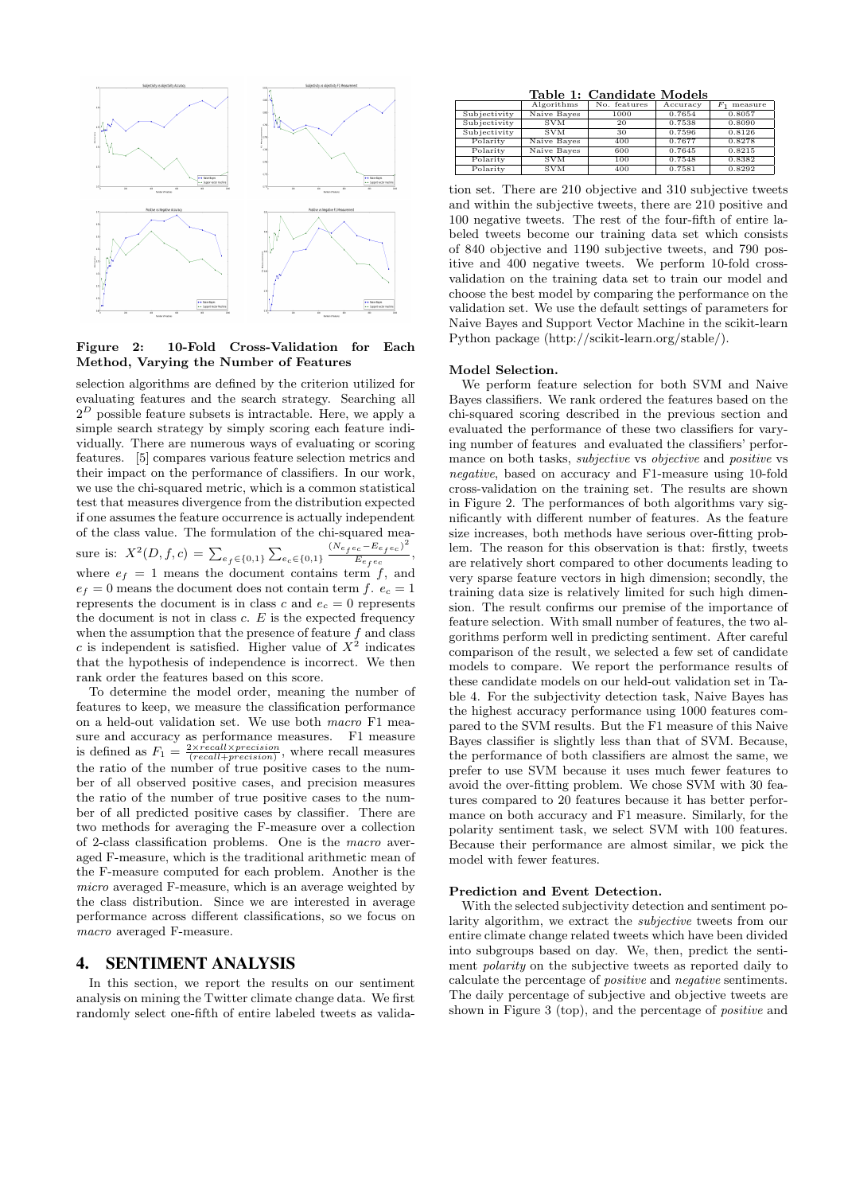**Figure 2: 10-Fold Cross-Validation for Each Method, Varying the Number of Features**

selection algorithms are defined by the criterion utilized for evaluating features and the search strategy. Searching all $2^D$ possible feature subsets is intractable. Here, we apply a simple search strategy by simply scoring each feature individually. There are numerous ways of evaluating or scoring features. [5] compares various feature selection metrics and their impact on the performance of classifiers. In our work, we use the chi-squared metric, which is a common statistical test that measures divergence from the distribution expected if one assumes the feature occurrence is actually independent of the class value. The formulation of the chi-squared measure is: $X^2(D,f,c) = \sum_{e_f \in \{0,1\}} \sum_{e_c \in \{0,1\}} \frac{(N_{e_f e_c} - E_{e_f e_c})^2}{E_{e_f e_c}}$, where $e_f = 1$ means the document contains term $f$, and $e_f = 0$ means the document does not contain term $f$. $e_c = 1$ represents the document is in class $c$ and $e_c = 0$ represents the document is not in class $c$. $E$ is the expected frequency when the assumption that the presence of feature $f$ and class $c$ is independent is satisfied. Higher value of $X^2$ indicates that the hypothesis of independence is incorrect. We then rank order the features based on this score.

To determine the model order, meaning the number of features to keep, we measure the classification performance on a held-out validation set. We use both *macro* F1 measure and accuracy as performance measures. F1 measure is defined as $F_1 = \frac{2 \times recall \times precision}{(recall + precision)}$, where recall measures the ratio of the number of true positive cases to the number of all observed positive cases, and precision measures the ratio of the number of true positive cases to the number of all predicted positive cases by classifier. There are two methods for averaging the F-measure over a collection of 2-class classification problems. One is the *macro* averaged F-measure, which is the traditional arithmetic mean of the F-measure computed for each problem. Another is the *micro* averaged F-measure, which is an average weighted by the class distribution. Since we are interested in average performance across different classifications, so we focus on *macro* averaged F-measure.

# 4. SENTIMENT ANALYSIS

In this section, we report the results on our sentiment analysis on mining the Twitter climate change data. We first randomly select one-fifth of entire labeled tweets as validation set. There are 210 objective and 310 subjective tweets and within the subjective tweets, there are 210 positive and 100 negative tweets. The rest of the four-fifth of entire labeled tweets become our training data set which consists of 840 objective and 1190 subjective tweets, and 790 positive and 400 negative tweets. We perform 10-fold cross-validation on the training data set to train our model and choose the best model by comparing the performance on the validation set. We use the default settings of parameters for Naive Bayes and Support Vector Machine in the scikit-learn Python package (http://scikit-learn.org/stable/).

**Table 1: Candidate Models**

| | Algorithms | No. features | Accuracy | $F_1$ measure |
|---|---|---|---|---|
| Subjectivity | Naive Bayes | 1000 | 0.7654 | 0.8057 |
| Subjectivity | SVM | 20 | 0.7538 | 0.8090 |
| Subjectivity | SVM | 30 | 0.7596 | 0.8126 |
| Polarity | Naive Bayes | 400 | 0.7677 | 0.8278 |
| Polarity | Naive Bayes | 600 | 0.7645 | 0.8215 |
| Polarity | SVM | 100 | 0.7548 | 0.8382 |
| Polarity | SVM | 400 | 0.7581 | 0.8292 |

**Model Selection.**

We perform feature selection for both SVM and Naive Bayes classifiers. We rank ordered the features based on the chi-squared scoring described in the previous section and evaluated the performance of these two classifiers for varying number of features and evaluated the classifiers' performance on both tasks, *subjective* vs *objective* and *positive* vs *negative*, based on accuracy and F1-measure using 10-fold cross-validation on the training set. The results are shown in Figure 2. The performances of both algorithms vary significantly with different number of features. As the feature size increases, both methods have serious over-fitting problem. The reason for this observation is that: firstly, tweets are relatively short compared to other documents leading to very sparse feature vectors in high dimension; secondly, the training data size is relatively limited for such high dimension. The result confirms our premise of the importance of feature selection. With small number of features, the two algorithms perform well in predicting sentiment. After careful comparison of the result, we selected a few set of candidate models to compare. We report the performance results of these candidate models on our held-out validation set in Table 4. For the subjectivity detection task, Naive Bayes has the highest accuracy performance using 1000 features compared to the SVM results. But the F1 measure of this Naive Bayes classifier is slightly less than that of SVM. Because, the performance of both classifiers are almost the same, we prefer to use SVM because it uses much fewer features to avoid the over-fitting problem. We chose SVM with 30 features compared to 20 features because it has better performance on both accuracy and F1 measure. Similarly, for the polarity sentiment task, we select SVM with 100 features. Because their performance are almost similar, we pick the model with fewer features.

**Prediction and Event Detection.**

With the selected subjectivity detection and sentiment polarity algorithm, we extract the *subjective* tweets from our entire climate change related tweets which have been divided into subgroups based on day. We, then, predict the sentiment *polarity* on the subjective tweets as reported daily to calculate the percentage of *positive* and *negative* sentiments. The daily percentage of subjective and objective tweets are shown in Figure 3 (top), and the percentage of *positive* and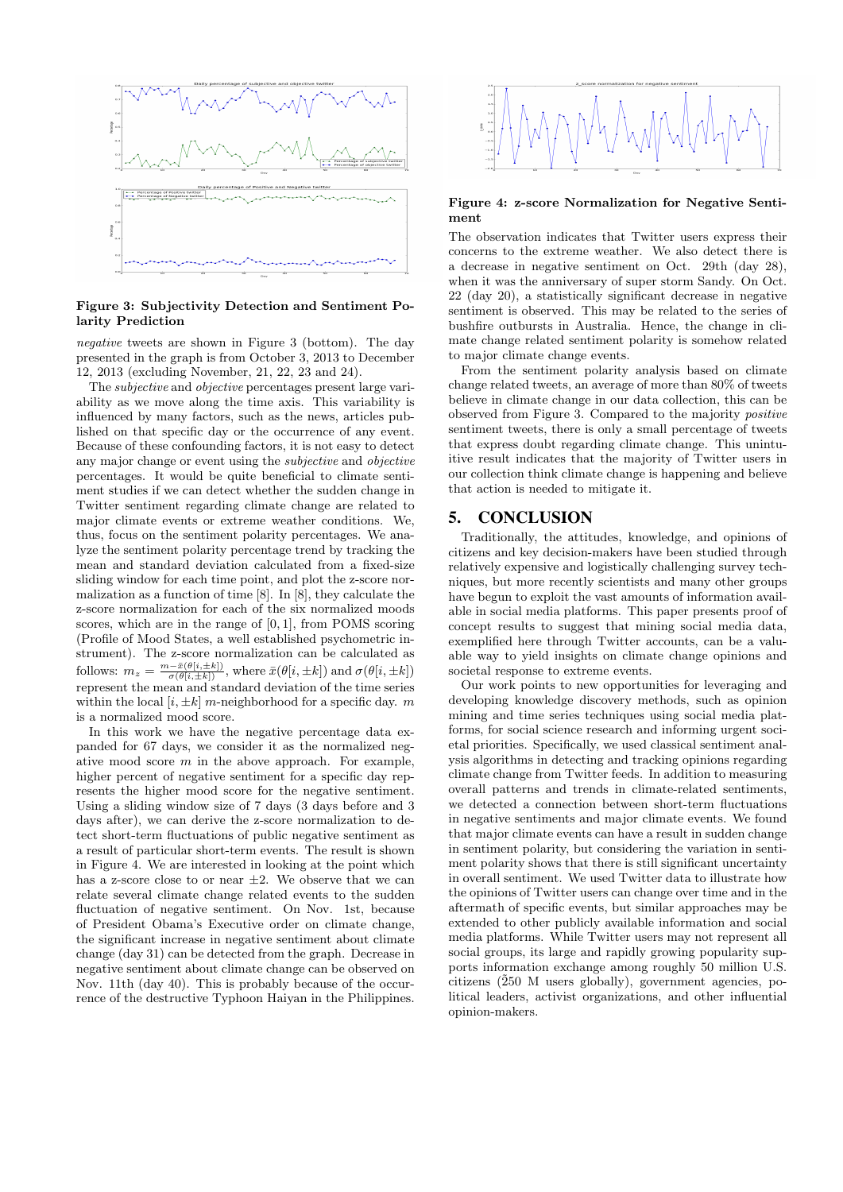**Figure 3: Subjectivity Detection and Sentiment Polarity Prediction**

*negative* tweets are shown in Figure 3 (bottom). The day presented in the graph is from October 3, 2013 to December 12, 2013 (excluding November, 21, 22, 23 and 24).

The *subjective* and *objective* percentages present large variability as we move along the time axis. This variability is influenced by many factors, such as the news, articles published on that specific day or the occurrence of any event. Because of these confounding factors, it is not easy to detect any major change or event using the *subjective* and *objective* percentages. It would be quite beneficial to climate sentiment studies if we can detect whether the sudden change in Twitter sentiment regarding climate change are related to major climate events or extreme weather conditions. We, thus, focus on the sentiment polarity percentages. We analyze the sentiment polarity percentage trend by tracking the mean and standard deviation calculated from a fixed-size sliding window for each time point, and plot the z-score normalization as a function of time [8]. In [8], they calculate the z-score normalization for each of the six normalized moods scores, which are in the range of $[0, 1]$, from POMS scoring (Profile of Mood States, a well established psychometric instrument). The z-score normalization can be calculated as follows: $m_z = \frac{m - \bar{x}(\theta[i, \pm k])}{\sigma(\theta[i, \pm k])}$, where $\bar{x}(\theta[i, \pm k])$ and $\sigma(\theta[i, \pm k])$ represent the mean and standard deviation of the time series within the local $[i, \pm k]$ $m$-neighborhood for a specific day. $m$ is a normalized mood score.

In this work we have the negative percentage data expanded for 67 days, we consider it as the normalized negative mood score $m$ in the above approach. For example, higher percent of negative sentiment for a specific day represents the higher mood score for the negative sentiment. Using a sliding window size of 7 days (3 days before and 3 days after), we can derive the z-score normalization to detect short-term fluctuations of public negative sentiment as a result of particular short-term events. The result is shown in Figure 4. We are interested in looking at the point which has a z-score close to or near $\pm 2$. We observe that we can relate several climate change related events to the sudden fluctuation of negative sentiment. On Nov. 1st, because of President Obama's Executive order on climate change, the significant increase in negative sentiment about climate change (day 31) can be detected from the graph. Decrease in negative sentiment about climate change can be observed on Nov. 11th (day 40). This is probably because of the occurrence of the destructive Typhoon Haiyan in the Philippines.

**Figure 4: z-score Normalization for Negative Sentiment**

The observation indicates that Twitter users express their concerns to the extreme weather. We also detect there is a decrease in negative sentiment on Oct. 29th (day 28), when it was the anniversary of super storm Sandy. On Oct. 22 (day 20), a statistically significant decrease in negative sentiment is observed. This may be related to the series of bushfire outbursts in Australia. Hence, the change in climate change related sentiment polarity is somehow related to major climate change events.

From the sentiment polarity analysis based on climate change related tweets, an average of more than 80% of tweets believe in climate change in our data collection, this can be observed from Figure 3. Compared to the majority *positive* sentiment tweets, there is only a small percentage of tweets that express doubt regarding climate change. This unintuitive result indicates that the majority of Twitter users in our collection think climate change is happening and believe that action is needed to mitigate it.

# 5. CONCLUSION

Traditionally, the attitudes, knowledge, and opinions of citizens and key decision-makers have been studied through relatively expensive and logistically challenging survey techniques, but more recently scientists and many other groups have begun to exploit the vast amounts of information available in social media platforms. This paper presents proof of concept results to suggest that mining social media data, exemplified here through Twitter accounts, can be a valuable way to yield insights on climate change opinions and societal response to extreme events.

Our work points to new opportunities for leveraging and developing knowledge discovery methods, such as opinion mining and time series techniques using social media platforms, for social science research and informing urgent societal priorities. Specifically, we used classical sentiment analysis algorithms in detecting and tracking opinions regarding climate change from Twitter feeds. In addition to measuring overall patterns and trends in climate-related sentiments, we detected a connection between short-term fluctuations in negative sentiments and major climate events. We found that major climate events can have a result in sudden change in sentiment polarity, but considering the variation in sentiment polarity shows that there is still significant uncertainty in overall sentiment. We used Twitter data to illustrate how the opinions of Twitter users can change over time and in the aftermath of specific events, but similar approaches may be extended to other publicly available information and social media platforms. While Twitter users may not represent all social groups, its large and rapidly growing popularity supports information exchange among roughly 50 million U.S. citizens (~250 M users globally), government agencies, political leaders, activist organizations, and other influential opinion-makers.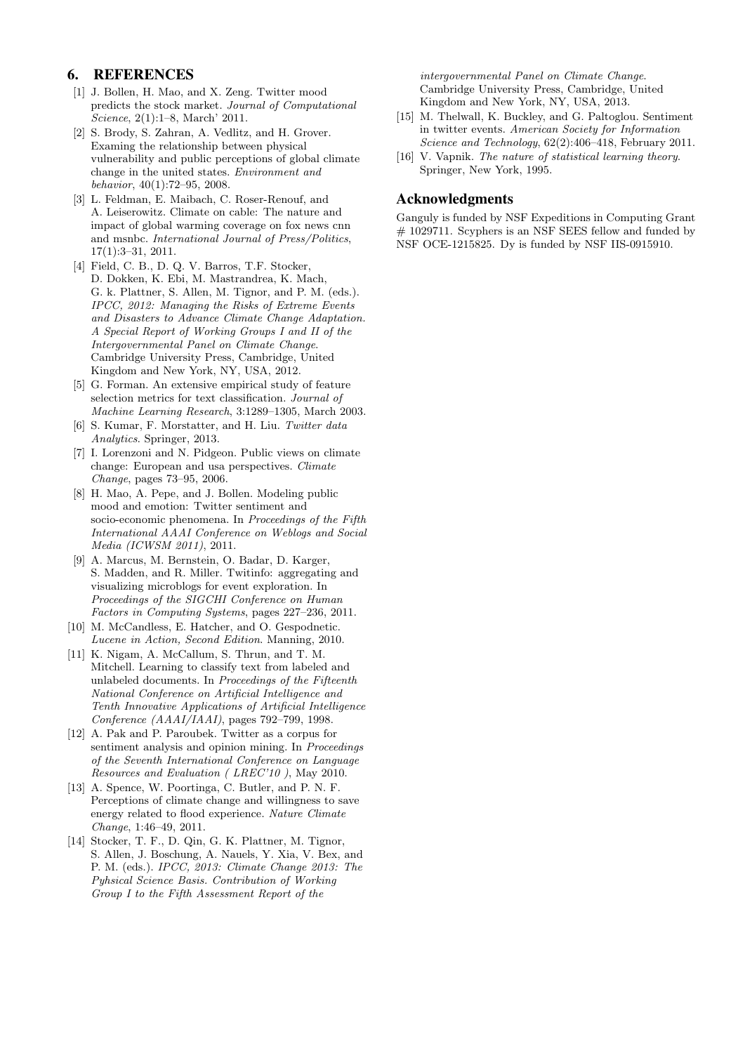## 6. REFERENCES

[1] J. Bollen, H. Mao, and X. Zeng. Twitter mood predicts the stock market. *Journal of Computational Science*, 2(1):1–8, March' 2011.

[2] S. Brody, S. Zahran, A. Vedlitz, and H. Grover. Examing the relationship between physical vulnerability and public perceptions of global climate change in the united states. *Environment and behavior*, 40(1):72–95, 2008.

[3] L. Feldman, E. Maibach, C. Roser-Renouf, and A. Leiserowitz. Climate on cable: The nature and impact of global warming coverage on fox news cnn and msnbc. *International Journal of Press/Politics*, 17(1):3–31, 2011.

[4] Field, C. B., D. Q. V. Barros, T.F. Stocker, D. Dokken, K. Ebi, M. Mastrandrea, K. Mach, G. k. Plattner, S. Allen, M. Tignor, and P. M. (eds.). *IPCC, 2012: Managing the Risks of Extreme Events and Disasters to Advance Climate Change Adaptation. A Special Report of Working Groups I and II of the Intergovernmental Panel on Climate Change.* Cambridge University Press, Cambridge, United Kingdom and New York, NY, USA, 2012.

[5] G. Forman. An extensive empirical study of feature selection metrics for text classification. *Journal of Machine Learning Research*, 3:1289–1305, March 2003.

[6] S. Kumar, F. Morstatter, and H. Liu. *Twitter data Analytics*. Springer, 2013.

[7] I. Lorenzoni and N. Pidgeon. Public views on climate change: European and usa perspectives. *Climate Change*, pages 73–95, 2006.

[8] H. Mao, A. Pepe, and J. Bollen. Modeling public mood and emotion: Twitter sentiment and socio-economic phenomena. In *Proceedings of the Fifth International AAAI Conference on Weblogs and Social Media (ICWSM 2011)*, 2011.

[9] A. Marcus, M. Bernstein, O. Badar, D. Karger, S. Madden, and R. Miller. Twitinfo: aggregating and visualizing microblogs for event exploration. In *Proceedings of the SIGCHI Conference on Human Factors in Computing Systems*, pages 227–236, 2011.

[10] M. McCandless, E. Hatcher, and O. Gespodnetic. *Lucene in Action, Second Edition*. Manning, 2010.

[11] K. Nigam, A. McCallum, S. Thrun, and T. M. Mitchell. Learning to classify text from labeled and unlabeled documents. In *Proceedings of the Fifteenth National Conference on Artificial Intelligence and Tenth Innovative Applications of Artificial Intelligence Conference (AAAI/IAAI)*, pages 792–799, 1998.

[12] A. Pak and P. Paroubek. Twitter as a corpus for sentiment analysis and opinion mining. In *Proceedings of the Seventh International Conference on Language Resources and Evaluation ( LREC'10 )*, May 2010.

[13] A. Spence, W. Poortinga, C. Butler, and P. N. F. Perceptions of climate change and willingness to save energy related to flood experience. *Nature Climate Change*, 1:46–49, 2011.

[14] Stocker, T. F., D. Qin, G. K. Plattner, M. Tignor, S. Allen, J. Boschung, A. Nauels, Y. Xia, V. Bex, and P. M. (eds.). *IPCC, 2013: Climate Change 2013: The Pyhsical Science Basis. Contribution of Working Group I to the Fifth Assessment Report of the intergovernmental Panel on Climate Change.* Cambridge University Press, Cambridge, United Kingdom and New York, NY, USA, 2013.

[15] M. Thelwall, K. Buckley, and G. Paltoglou. Sentiment in twitter events. *American Society for Information Science and Technology*, 62(2):406–418, February 2011.

[16] V. Vapnik. *The nature of statistical learning theory*. Springer, New York, 1995.

## Acknowledgments

Ganguly is funded by NSF Expeditions in Computing Grant # 1029711. Scyphers is an NSF SEES fellow and funded by NSF OCE-1215825. Dy is funded by NSF IIS-0915910.